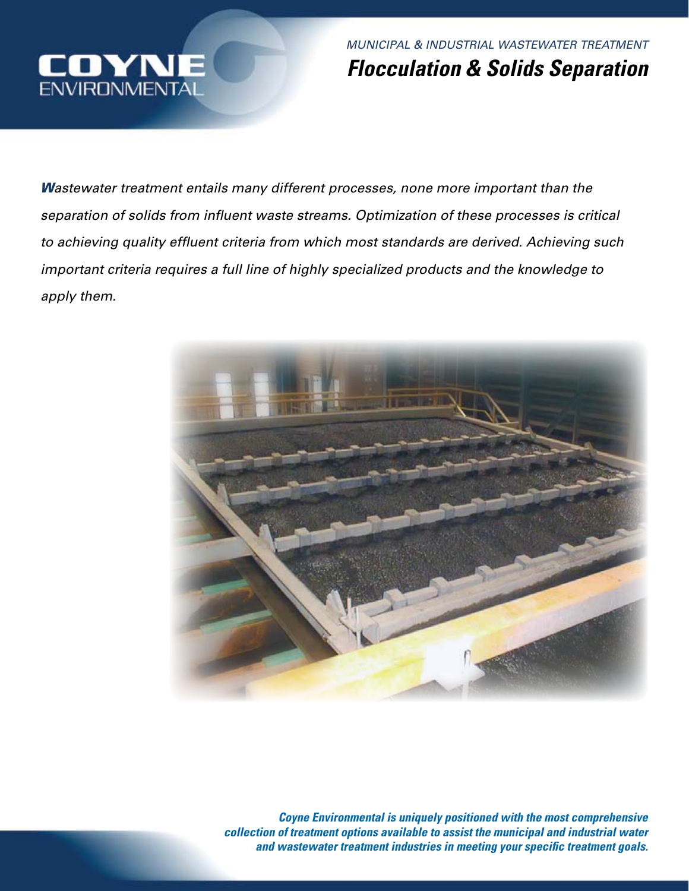COYNE ENVIRONMENTAL

MUNICIPAL & INDUSTRIAL WASTEWATER TREATMENT

# *Flocculation & Solids Separation*

*Wastewater treatment entails many different processes, none more important than the separation of solids from influent waste streams. Optimization of these processes is critical to achieving quality effluent criteria from which most standards are derived. Achieving such important criteria requires a full line of highly specialized products and the knowledge to apply them.*

***Coyne Environmental is uniquely positioned with the most comprehensive collection of treatment options available to assist the municipal and industrial water and wastewater treatment industries in meeting your specific treatment goals.***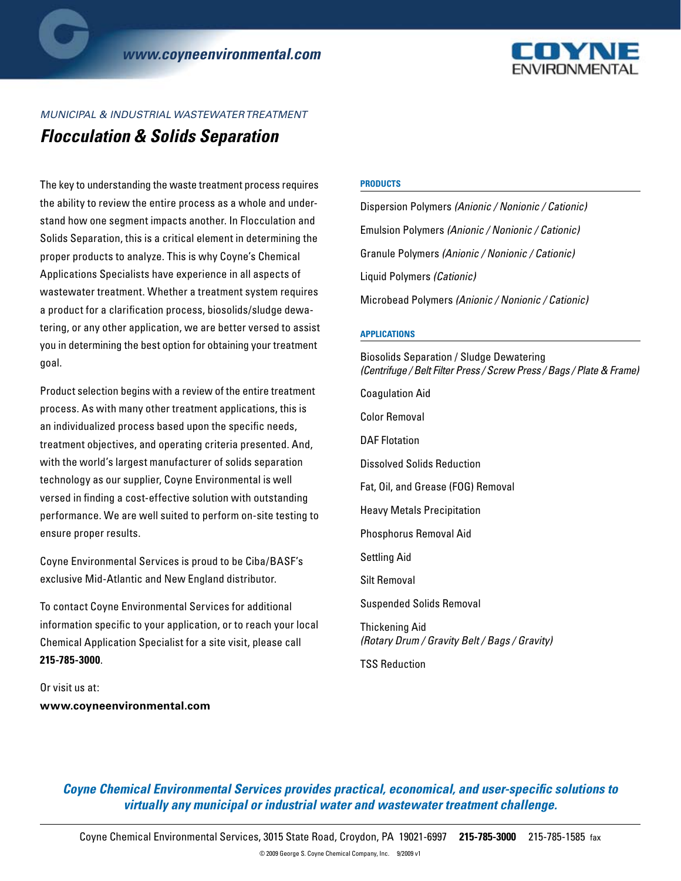www.coyneenvironmental.com

COYNE ENVIRONMENTAL

*MUNICIPAL & INDUSTRIAL WASTEWATER TREATMENT*

# *Flocculation & Solids Separation*

The key to understanding the waste treatment process requires the ability to review the entire process as a whole and understand how one segment impacts another. In Flocculation and Solids Separation, this is a critical element in determining the proper products to analyze. This is why Coyne's Chemical Applications Specialists have experience in all aspects of wastewater treatment. Whether a treatment system requires a product for a clarification process, biosolids/sludge dewatering, or any other application, we are better versed to assist you in determining the best option for obtaining your treatment goal.

Product selection begins with a review of the entire treatment process. As with many other treatment applications, this is an individualized process based upon the specific needs, treatment objectives, and operating criteria presented. And, with the world's largest manufacturer of solids separation technology as our supplier, Coyne Environmental is well versed in finding a cost-effective solution with outstanding performance. We are well suited to perform on-site testing to ensure proper results.

Coyne Environmental Services is proud to be Ciba/BASF's exclusive Mid-Atlantic and New England distributor.

To contact Coyne Environmental Services for additional information specific to your application, or to reach your local Chemical Application Specialist for a site visit, please call **215-785-3000**.

Or visit us at:
**www.coyneenvironmental.com**

### PRODUCTS

Dispersion Polymers *(Anionic / Nonionic / Cationic)*

Emulsion Polymers *(Anionic / Nonionic / Cationic)*

Granule Polymers *(Anionic / Nonionic / Cationic)*

Liquid Polymers *(Cationic)*

Microbead Polymers *(Anionic / Nonionic / Cationic)*

### APPLICATIONS

Biosolids Separation / Sludge Dewatering
*(Centrifuge / Belt Filter Press / Screw Press / Bags / Plate & Frame)*

Coagulation Aid

Color Removal

DAF Flotation

Dissolved Solids Reduction

Fat, Oil, and Grease (FOG) Removal

Heavy Metals Precipitation

Phosphorus Removal Aid

Settling Aid

Silt Removal

Suspended Solids Removal

Thickening Aid
*(Rotary Drum / Gravity Belt / Bags / Gravity)*

TSS Reduction

***Coyne Chemical Environmental Services provides practical, economical, and user-specific solutions to virtually any municipal or industrial water and wastewater treatment challenge.***

Coyne Chemical Environmental Services, 3015 State Road, Croydon, PA 19021-6997 **215-785-3000** 215-785-1585 fax

© 2009 George S. Coyne Chemical Company, Inc. 9/2009 v1